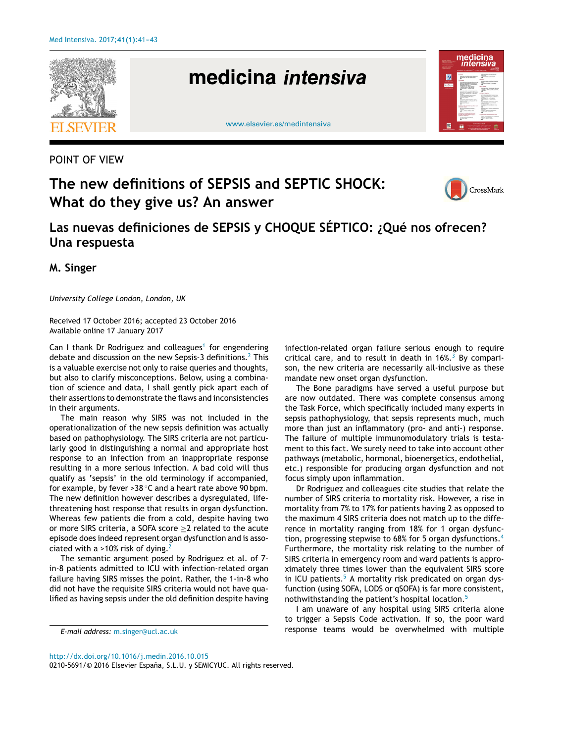POINT OF VIEW

# The new definitions of SEPSIS and SEPTIC SHOCK: What do they give us? An answer

## Las nuevas definiciones de SEPSIS y CHOQUE SÉPTICO: ¿Qué nos ofrecen? Una respuesta

**M. Singer**

*University College London, London, UK*

Received 17 October 2016; accepted 23 October 2016
Available online 17 January 2017

Can I thank Dr Rodriguez and colleagues[1] for engendering debate and discussion on the new Sepsis-3 definitions.[2] This is a valuable exercise not only to raise queries and thoughts, but also to clarify misconceptions. Below, using a combination of science and data, I shall gently pick apart each of their assertions to demonstrate the flaws and inconsistencies in their arguments.

The main reason why SIRS was not included in the operationalization of the new sepsis definition was actually based on pathophysiology. The SIRS criteria are not particularly good in distinguishing a normal and appropriate host response to an infection from an inappropriate response resulting in a more serious infection. A bad cold will thus qualify as 'sepsis' in the old terminology if accompanied, for example, by fever >38 °C and a heart rate above 90 bpm. The new definition however describes a dysregulated, life-threatening host response that results in organ dysfunction. Whereas few patients die from a cold, despite having two or more SIRS criteria, a SOFA score ≥2 related to the acute episode does indeed represent organ dysfunction and is associated with a >10% risk of dying.[2]

The semantic argument posed by Rodriguez et al. of 7-in-8 patients admitted to ICU with infection-related organ failure having SIRS misses the point. Rather, the 1-in-8 who did not have the requisite SIRS criteria would not have qualified as having sepsis under the old definition despite having infection-related organ failure serious enough to require critical care, and to result in death in 16%.[3] By comparison, the new criteria are necessarily all-inclusive as these mandate new onset organ dysfunction.

The Bone paradigms have served a useful purpose but are now outdated. There was complete consensus among the Task Force, which specifically included many experts in sepsis pathophysiology, that sepsis represents much, much more than just an inflammatory (pro- and anti-) response. The failure of multiple immunomodulatory trials is testament to this fact. We surely need to take into account other pathways (metabolic, hormonal, bioenergetics, endothelial, etc.) responsible for producing organ dysfunction and not focus simply upon inflammation.

Dr Rodriguez and colleagues cite studies that relate the number of SIRS criteria to mortality risk. However, a rise in mortality from 7% to 17% for patients having 2 as opposed to the maximum 4 SIRS criteria does not match up to the difference in mortality ranging from 18% for 1 organ dysfunction, progressing stepwise to 68% for 5 organ dysfunctions.[4] Furthermore, the mortality risk relating to the number of SIRS criteria in emergency room and ward patients is approximately three times lower than the equivalent SIRS score in ICU patients.[5] A mortality risk predicated on organ dysfunction (using SOFA, LODS or qSOFA) is far more consistent, nothwithstanding the patient's hospital location.[5]

I am unaware of any hospital using SIRS criteria alone to trigger a Sepsis Code activation. If so, the poor ward response teams would be overwhelmed with multiple

*E-mail address:* m.singer@ucl.ac.uk

http://dx.doi.org/10.1016/j.medin.2016.10.015
0210-5691/© 2016 Elsevier España, S.L.U. y SEMICYUC. All rights reserved.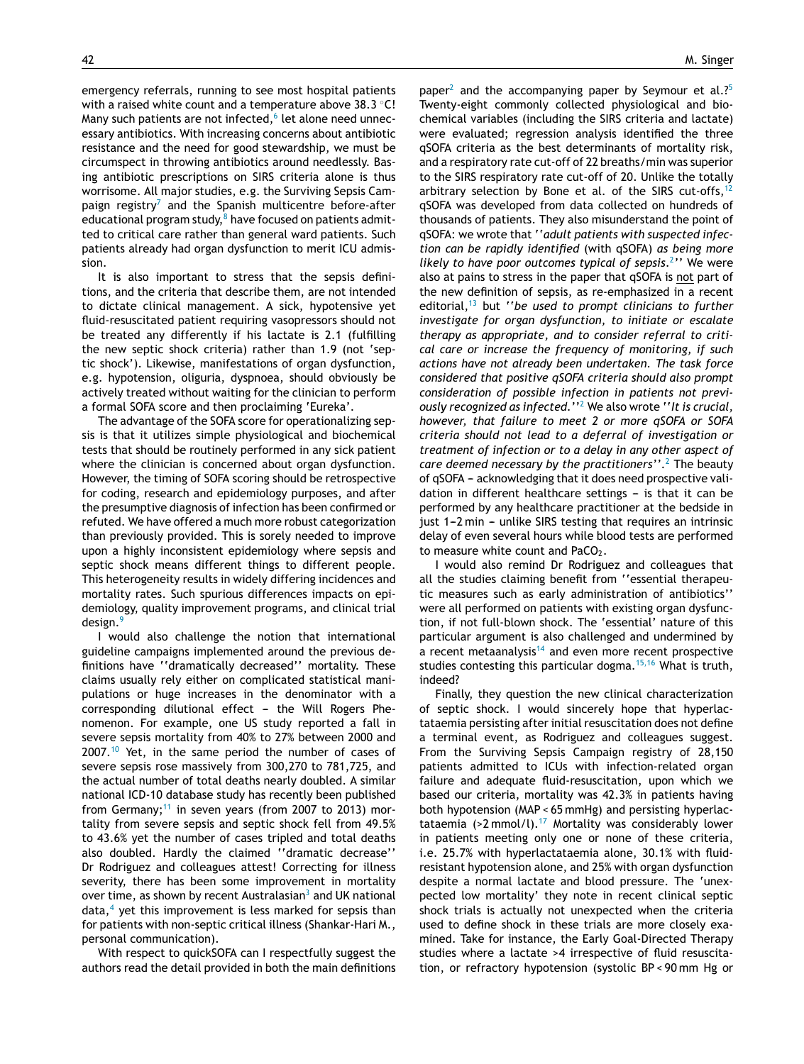emergency referrals, running to see most hospital patients with a raised white count and a temperature above 38.3 °C! Many such patients are not infected,[6] let alone need unnecessary antibiotics. With increasing concerns about antibiotic resistance and the need for good stewardship, we must be circumspect in throwing antibiotics around needlessly. Basing antibiotic prescriptions on SIRS criteria alone is thus worrisome. All major studies, e.g. the Surviving Sepsis Campaign registry[7] and the Spanish multicentre before-after educational program study,[8] have focused on patients admitted to critical care rather than general ward patients. Such patients already had organ dysfunction to merit ICU admission.

It is also important to stress that the sepsis definitions, and the criteria that describe them, are not intended to dictate clinical management. A sick, hypotensive yet fluid-resuscitated patient requiring vasopressors should not be treated any differently if his lactate is 2.1 (fulfilling the new septic shock criteria) rather than 1.9 (not 'septic shock'). Likewise, manifestations of organ dysfunction, e.g. hypotension, oliguria, dyspnoea, should obviously be actively treated without waiting for the clinician to perform a formal SOFA score and then proclaiming 'Eureka'.

The advantage of the SOFA score for operationalizing sepsis is that it utilizes simple physiological and biochemical tests that should be routinely performed in any sick patient where the clinician is concerned about organ dysfunction. However, the timing of SOFA scoring should be retrospective for coding, research and epidemiology purposes, and after the presumptive diagnosis of infection has been confirmed or refuted. We have offered a much more robust categorization than previously provided. This is sorely needed to improve upon a highly inconsistent epidemiology where sepsis and septic shock means different things to different people. This heterogeneity results in widely differing incidences and mortality rates. Such spurious differences impacts on epidemiology, quality improvement programs, and clinical trial design.[9]

I would also challenge the notion that international guideline campaigns implemented around the previous definitions have ''dramatically decreased'' mortality. These claims usually rely either on complicated statistical manipulations or huge increases in the denominator with a corresponding dilutional effect – the Will Rogers Phenomenon. For example, one US study reported a fall in severe sepsis mortality from 40% to 27% between 2000 and 2007.[10] Yet, in the same period the number of cases of severe sepsis rose massively from 300,270 to 781,725, and the actual number of total deaths nearly doubled. A similar national ICD-10 database study has recently been published from Germany;[11] in seven years (from 2007 to 2013) mortality from severe sepsis and septic shock fell from 49.5% to 43.6% yet the number of cases tripled and total deaths also doubled. Hardly the claimed ''dramatic decrease'' Dr Rodriguez and colleagues attest! Correcting for illness severity, there has been some improvement in mortality over time, as shown by recent Australasian[3] and UK national data,[4] yet this improvement is less marked for sepsis than for patients with non-septic critical illness (Shankar-Hari M., personal communication).

With respect to quickSOFA can I respectfully suggest the authors read the detail provided in both the main definitions paper[2] and the accompanying paper by Seymour et al.?[5] Twenty-eight commonly collected physiological and biochemical variables (including the SIRS criteria and lactate) were evaluated; regression analysis identified the three qSOFA criteria as the best determinants of mortality risk, and a respiratory rate cut-off of 22 breaths/min was superior to the SIRS respiratory rate cut-off of 20. Unlike the totally arbitrary selection by Bone et al. of the SIRS cut-offs,[12] qSOFA was developed from data collected on hundreds of thousands of patients. They also misunderstand the point of qSOFA: we wrote that ''*adult patients with suspected infection can be rapidly identified* (with qSOFA) *as being more likely to have poor outcomes typical of sepsis*.[2]'' We were also at pains to stress in the paper that qSOFA is <u>not</u> part of the new definition of sepsis, as re-emphasized in a recent editorial,[13] but ''*be used to prompt clinicians to further investigate for organ dysfunction, to initiate or escalate therapy as appropriate, and to consider referral to critical care or increase the frequency of monitoring, if such actions have not already been undertaken. The task force considered that positive qSOFA criteria should also prompt consideration of possible infection in patients not previously recognized as infected*.''[2] We also wrote ''*It is crucial, however, that failure to meet 2 or more qSOFA or SOFA criteria should not lead to a deferral of investigation or treatment of infection or to a delay in any other aspect of care deemed necessary by the practitioners*''.[2] The beauty of qSOFA – acknowledging that it does need prospective validation in different healthcare settings – is that it can be performed by any healthcare practitioner at the bedside in just 1–2 min – unlike SIRS testing that requires an intrinsic delay of even several hours while blood tests are performed to measure white count and $PaCO_2$.

I would also remind Dr Rodriguez and colleagues that all the studies claiming benefit from ''essential therapeutic measures such as early administration of antibiotics'' were all performed on patients with existing organ dysfunction, if not full-blown shock. The 'essential' nature of this particular argument is also challenged and undermined by a recent metaanalysis[14] and even more recent prospective studies contesting this particular dogma.[15,16] What is truth, indeed?

Finally, they question the new clinical characterization of septic shock. I would sincerely hope that hyperlactataemia persisting after initial resuscitation does not define a terminal event, as Rodriguez and colleagues suggest. From the Surviving Sepsis Campaign registry of 28,150 patients admitted to ICUs with infection-related organ failure and adequate fluid-resuscitation, upon which we based our criteria, mortality was 42.3% in patients having both hypotension (MAP < 65 mmHg) and persisting hyperlactataemia (>2 mmol/l).[17] Mortality was considerably lower in patients meeting only one or none of these criteria, i.e. 25.7% with hyperlactataemia alone, 30.1% with fluid-resistant hypotension alone, and 25% with organ dysfunction despite a normal lactate and blood pressure. The 'unexpected low mortality' they note in recent clinical septic shock trials is actually not unexpected when the criteria used to define shock in these trials are more closely examined. Take for instance, the Early Goal-Directed Therapy studies where a lactate >4 irrespective of fluid resuscitation, or refractory hypotension (systolic BP < 90 mm Hg or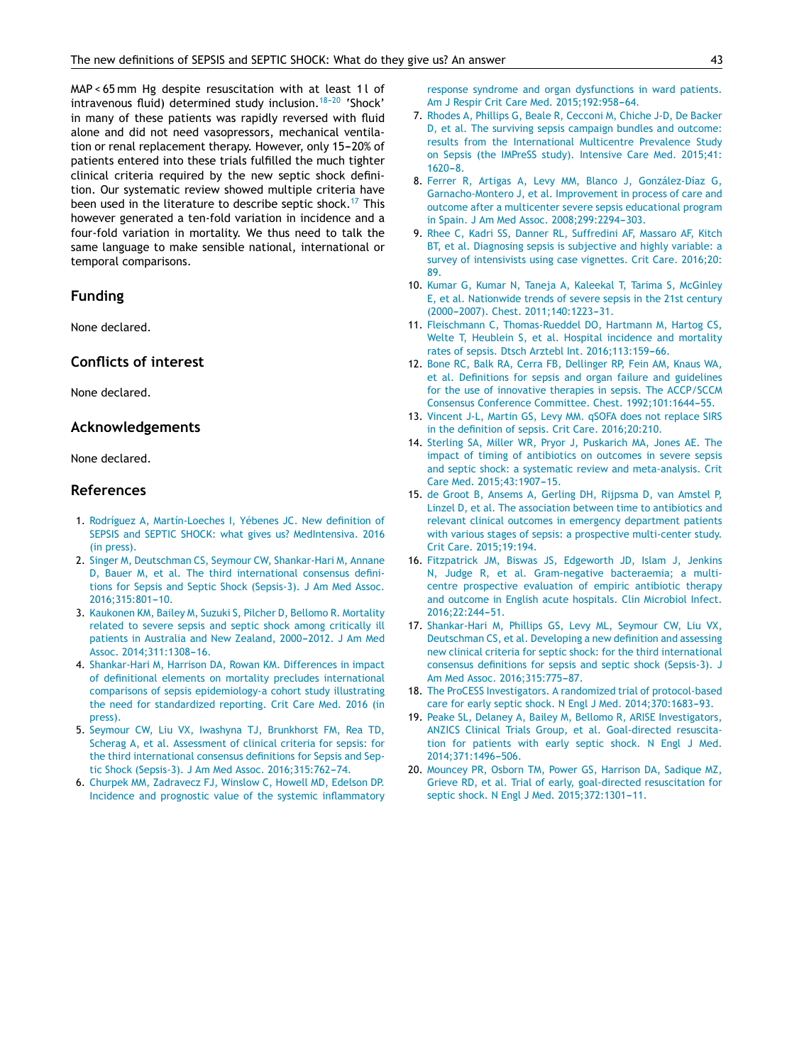MAP < 65 mm Hg despite resuscitation with at least 1 l of intravenous fluid) determined study inclusion.[18–20] 'Shock' in many of these patients was rapidly reversed with fluid alone and did not need vasopressors, mechanical ventilation or renal replacement therapy. However, only 15–20% of patients entered into these trials fulfilled the much tighter clinical criteria required by the new septic shock definition. Our systematic review showed multiple criteria have been used in the literature to describe septic shock.[17] This however generated a ten-fold variation in incidence and a four-fold variation in mortality. We thus need to talk the same language to make sensible national, international or temporal comparisons.

## Funding

None declared.

## Conflicts of interest

None declared.

## Acknowledgements

None declared.

## References

1. Rodríguez A, Martín-Loeches I, Yébenes JC. New definition of SEPSIS and SEPTIC SHOCK: what gives us? MedIntensiva. 2016 (in press).
2. Singer M, Deutschman CS, Seymour CW, Shankar-Hari M, Annane D, Bauer M, et al. The third international consensus definitions for Sepsis and Septic Shock (Sepsis-3). J Am Med Assoc. 2016;315:801–10.
3. Kaukonen KM, Bailey M, Suzuki S, Pilcher D, Bellomo R. Mortality related to severe sepsis and septic shock among critically ill patients in Australia and New Zealand, 2000–2012. J Am Med Assoc. 2014;311:1308–16.
4. Shankar-Hari M, Harrison DA, Rowan KM. Differences in impact of definitional elements on mortality precludes international comparisons of sepsis epidemiology-a cohort study illustrating the need for standardized reporting. Crit Care Med. 2016 (in press).
5. Seymour CW, Liu VX, Iwashyna TJ, Brunkhorst FM, Rea TD, Scherag A, et al. Assessment of clinical criteria for sepsis: for the third international consensus definitions for Sepsis and Septic Shock (Sepsis-3). J Am Med Assoc. 2016;315:762–74.
6. Churpek MM, Zadravecz FJ, Winslow C, Howell MD, Edelson DP. Incidence and prognostic value of the systemic inflammatory response syndrome and organ dysfunctions in ward patients. Am J Respir Crit Care Med. 2015;192:958–64.
7. Rhodes A, Phillips G, Beale R, Cecconi M, Chiche J-D, De Backer D, et al. The surviving sepsis campaign bundles and outcome: results from the International Multicentre Prevalence Study on Sepsis (the IMPreSS study). Intensive Care Med. 2015;41: 1620–8.
8. Ferrer R, Artigas A, Levy MM, Blanco J, González-Díaz G, Garnacho-Montero J, et al. Improvement in process of care and outcome after a multicenter severe sepsis educational program in Spain. J Am Med Assoc. 2008;299:2294–303.
9. Rhee C, Kadri SS, Danner RL, Suffredini AF, Massaro AF, Kitch BT, et al. Diagnosing sepsis is subjective and highly variable: a survey of intensivists using case vignettes. Crit Care. 2016;20: 89.
10. Kumar G, Kumar N, Taneja A, Kaleekal T, Tarima S, McGinley E, et al. Nationwide trends of severe sepsis in the 21st century (2000–2007). Chest. 2011;140:1223–31.
11. Fleischmann C, Thomas-Rueddel DO, Hartmann M, Hartog CS, Welte T, Heublein S, et al. Hospital incidence and mortality rates of sepsis. Dtsch Arztebl Int. 2016;113:159–66.
12. Bone RC, Balk RA, Cerra FB, Dellinger RP, Fein AM, Knaus WA, et al. Definitions for sepsis and organ failure and guidelines for the use of innovative therapies in sepsis. The ACCP/SCCM Consensus Conference Committee. Chest. 1992;101:1644–55.
13. Vincent J-L, Martin GS, Levy MM. qSOFA does not replace SIRS in the definition of sepsis. Crit Care. 2016;20:210.
14. Sterling SA, Miller WR, Pryor J, Puskarich MA, Jones AE. The impact of timing of antibiotics on outcomes in severe sepsis and septic shock: a systematic review and meta-analysis. Crit Care Med. 2015;43:1907–15.
15. de Groot B, Ansems A, Gerling DH, Rijpsma D, van Amstel P, Linzel D, et al. The association between time to antibiotics and relevant clinical outcomes in emergency department patients with various stages of sepsis: a prospective multi-center study. Crit Care. 2015;19:194.
16. Fitzpatrick JM, Biswas JS, Edgeworth JD, Islam J, Jenkins N, Judge R, et al. Gram-negative bacteraemia; a multi-centre prospective evaluation of empiric antibiotic therapy and outcome in English acute hospitals. Clin Microbiol Infect. 2016;22:244–51.
17. Shankar-Hari M, Phillips GS, Levy ML, Seymour CW, Liu VX, Deutschman CS, et al. Developing a new definition and assessing new clinical criteria for septic shock: for the third international consensus definitions for sepsis and septic shock (Sepsis-3). J Am Med Assoc. 2016;315:775–87.
18. The ProCESS Investigators. A randomized trial of protocol-based care for early septic shock. N Engl J Med. 2014;370:1683–93.
19. Peake SL, Delaney A, Bailey M, Bellomo R, ARISE Investigators, ANZICS Clinical Trials Group, et al. Goal-directed resuscitation for patients with early septic shock. N Engl J Med. 2014;371:1496–506.
20. Mouncey PR, Osborn TM, Power GS, Harrison DA, Sadique MZ, Grieve RD, et al. Trial of early, goal-directed resuscitation for septic shock. N Engl J Med. 2015;372:1301–11.